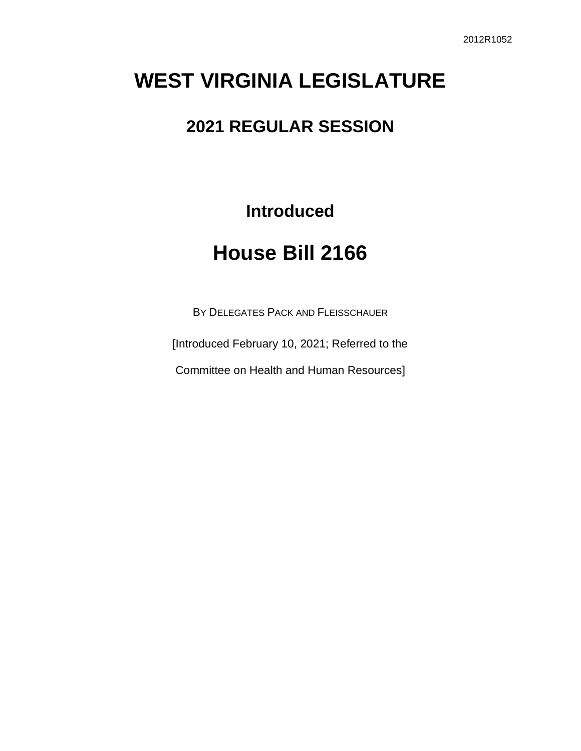2012R1052

# WEST VIRGINIA LEGISLATURE

## 2021 REGULAR SESSION

### Introduced

# House Bill 2166

BY DELEGATES PACK AND FLEISSCHAUER

[Introduced February 10, 2021; Referred to the

Committee on Health and Human Resources]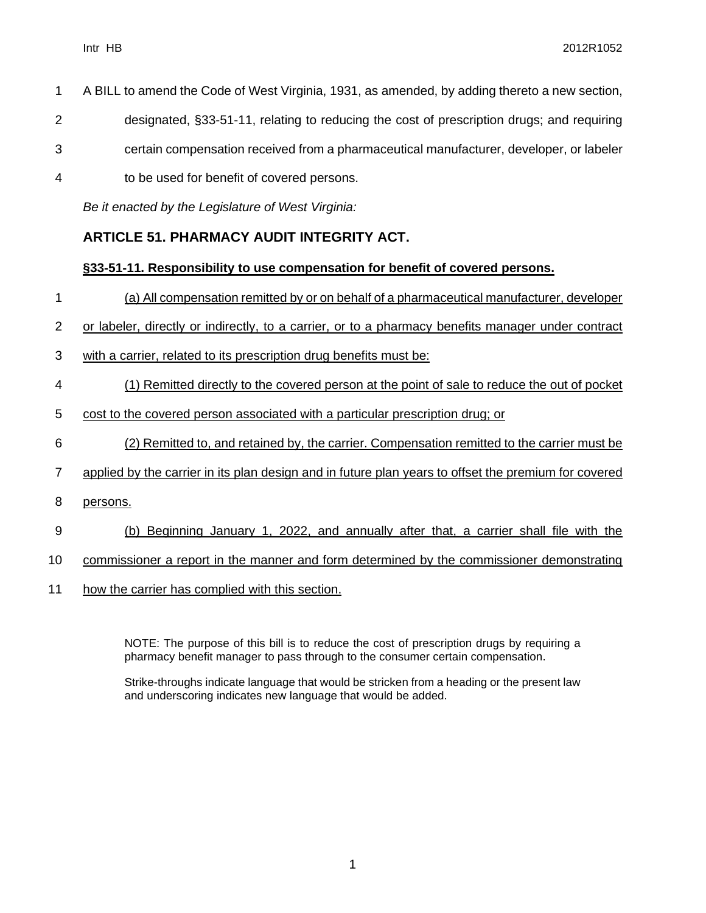A BILL to amend the Code of West Virginia, 1931, as amended, by adding thereto a new section, designated, §33-51-11, relating to reducing the cost of prescription drugs; and requiring certain compensation received from a pharmaceutical manufacturer, developer, or labeler to be used for benefit of covered persons.

*Be it enacted by the Legislature of West Virginia:*

## ARTICLE 51. PHARMACY AUDIT INTEGRITY ACT.

### §33-51-11. Responsibility to use compensation for benefit of covered persons.

(a) All compensation remitted by or on behalf of a pharmaceutical manufacturer, developer or labeler, directly or indirectly, to a carrier, or to a pharmacy benefits manager under contract with a carrier, related to its prescription drug benefits must be:

(1) Remitted directly to the covered person at the point of sale to reduce the out of pocket cost to the covered person associated with a particular prescription drug; or

(2) Remitted to, and retained by, the carrier. Compensation remitted to the carrier must be applied by the carrier in its plan design and in future plan years to offset the premium for covered persons.

(b) Beginning January 1, 2022, and annually after that, a carrier shall file with the commissioner a report in the manner and form determined by the commissioner demonstrating how the carrier has complied with this section.

NOTE: The purpose of this bill is to reduce the cost of prescription drugs by requiring a pharmacy benefit manager to pass through to the consumer certain compensation.

Strike-throughs indicate language that would be stricken from a heading or the present law and underscoring indicates new language that would be added.